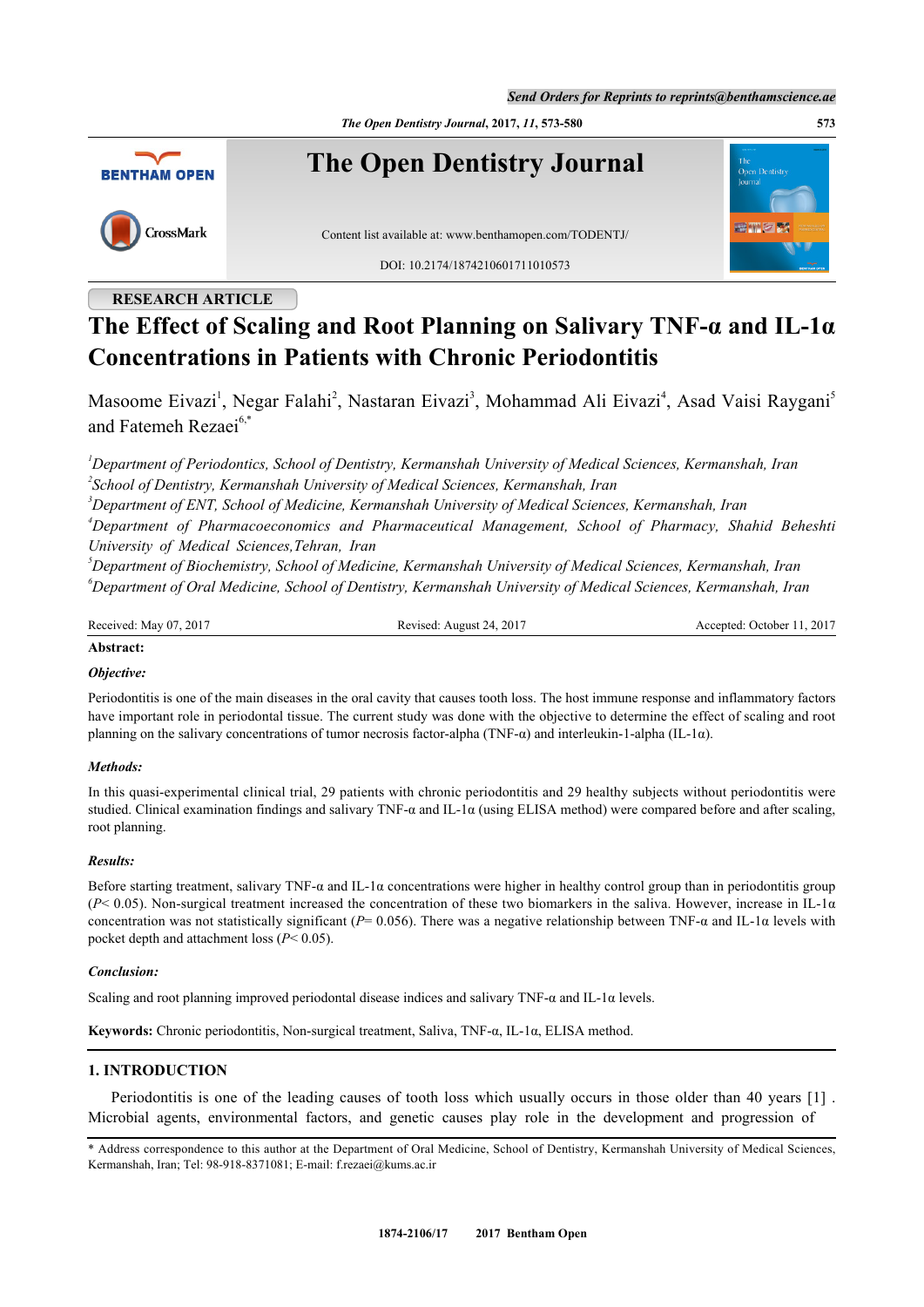RESEARCH ARTICLE

# The Effect of Scaling and Root Planning on Salivary TNF-α and IL-1α Concentrations in Patients with Chronic Periodontitis

Masoome Eivazi[1], Negar Falahi[2], Nastaran Eivazi[3], Mohammad Ali Eivazi[4], Asad Vaisi Raygani[5] and Fatemeh Rezaei[6,*]

[1]*Department of Periodontics, School of Dentistry, Kermanshah University of Medical Sciences, Kermanshah, Iran*
[2]*School of Dentistry, Kermanshah University of Medical Sciences, Kermanshah, Iran*
[3]*Department of ENT, School of Medicine, Kermanshah University of Medical Sciences, Kermanshah, Iran*
[4]*Department of Pharmacoeconomics and Pharmaceutical Management, School of Pharmacy, Shahid Beheshti University of Medical Sciences, Tehran, Iran*
[5]*Department of Biochemistry, School of Medicine, Kermanshah University of Medical Sciences, Kermanshah, Iran*
[6]*Department of Oral Medicine, School of Dentistry, Kermanshah University of Medical Sciences, Kermanshah, Iran*

Received: May 07, 2017 | Revised: August 24, 2017 | Accepted: October 11, 2017

**Abstract:**

***Objective:***

Periodontitis is one of the main diseases in the oral cavity that causes tooth loss. The host immune response and inflammatory factors have important role in periodontal tissue. The current study was done with the objective to determine the effect of scaling and root planning on the salivary concentrations of tumor necrosis factor-alpha (TNF-α) and interleukin-1-alpha (IL-1α).

***Methods:***

In this quasi-experimental clinical trial, 29 patients with chronic periodontitis and 29 healthy subjects without periodontitis were studied. Clinical examination findings and salivary TNF-α and IL-1α (using ELISA method) were compared before and after scaling, root planning.

***Results:***

Before starting treatment, salivary TNF-α and IL-1α concentrations were higher in healthy control group than in periodontitis group ($P< 0.05$). Non-surgical treatment increased the concentration of these two biomarkers in the saliva. However, increase in IL-1α concentration was not statistically significant ($P= 0.056$). There was a negative relationship between TNF-α and IL-1α levels with pocket depth and attachment loss ($P< 0.05$).

***Conclusion:***

Scaling and root planning improved periodontal disease indices and salivary TNF-α and IL-1α levels.

**Keywords:** Chronic periodontitis, Non-surgical treatment, Saliva, TNF-α, IL-1α, ELISA method.

## 1. INTRODUCTION

Periodontitis is one of the leading causes of tooth loss which usually occurs in those older than 40 years [1] . Microbial agents, environmental factors, and genetic causes play role in the development and progression of

* Address correspondence to this author at the Department of Oral Medicine, School of Dentistry, Kermanshah University of Medical Sciences, Kermanshah, Iran; Tel: 98-918-8371081; E-mail: f.rezaei@kums.ac.ir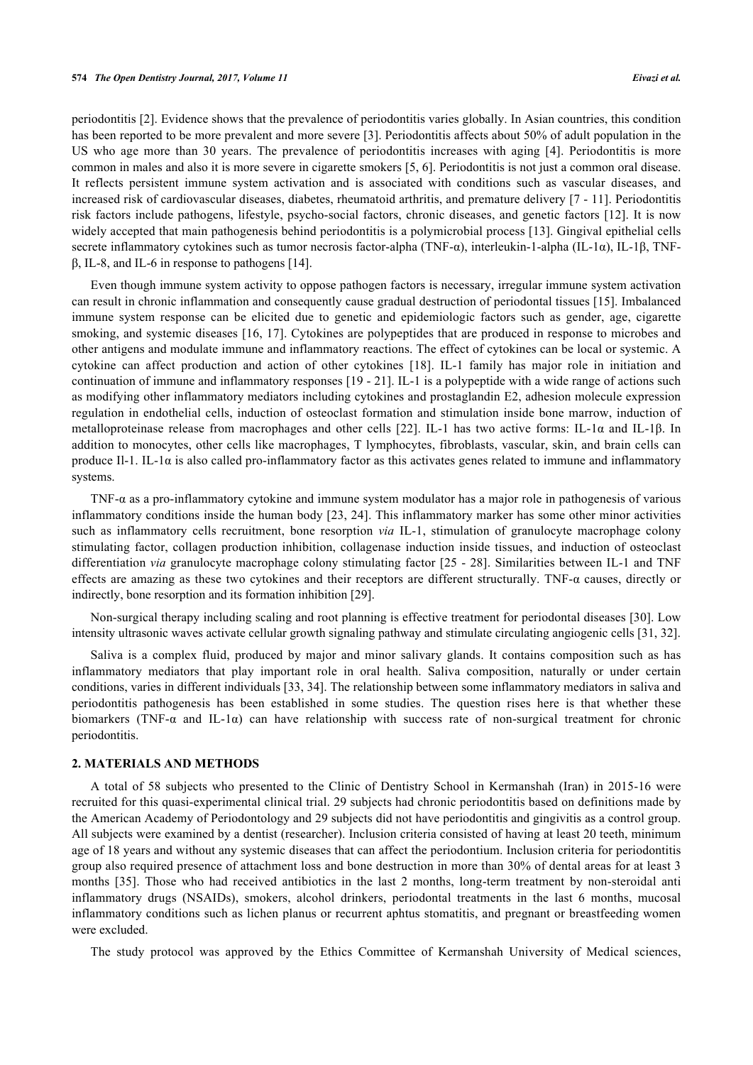periodontitis [2]. Evidence shows that the prevalence of periodontitis varies globally. In Asian countries, this condition has been reported to be more prevalent and more severe [3]. Periodontitis affects about 50% of adult population in the US who age more than 30 years. The prevalence of periodontitis increases with aging [4]. Periodontitis is more common in males and also it is more severe in cigarette smokers [5, 6]. Periodontitis is not just a common oral disease. It reflects persistent immune system activation and is associated with conditions such as vascular diseases, and increased risk of cardiovascular diseases, diabetes, rheumatoid arthritis, and premature delivery [7 - 11]. Periodontitis risk factors include pathogens, lifestyle, psycho-social factors, chronic diseases, and genetic factors [12]. It is now widely accepted that main pathogenesis behind periodontitis is a polymicrobial process [13]. Gingival epithelial cells secrete inflammatory cytokines such as tumor necrosis factor-alpha (TNF-α), interleukin-1-alpha (IL-1α), IL-1β, TNF-β, IL-8, and IL-6 in response to pathogens [14].

Even though immune system activity to oppose pathogen factors is necessary, irregular immune system activation can result in chronic inflammation and consequently cause gradual destruction of periodontal tissues [15]. Imbalanced immune system response can be elicited due to genetic and epidemiologic factors such as gender, age, cigarette smoking, and systemic diseases [16, 17]. Cytokines are polypeptides that are produced in response to microbes and other antigens and modulate immune and inflammatory reactions. The effect of cytokines can be local or systemic. A cytokine can affect production and action of other cytokines [18]. IL-1 family has major role in initiation and continuation of immune and inflammatory responses [19 - 21]. IL-1 is a polypeptide with a wide range of actions such as modifying other inflammatory mediators including cytokines and prostaglandin E2, adhesion molecule expression regulation in endothelial cells, induction of osteoclast formation and stimulation inside bone marrow, induction of metalloproteinase release from macrophages and other cells [22]. IL-1 has two active forms: IL-1α and IL-1β. In addition to monocytes, other cells like macrophages, T lymphocytes, fibroblasts, vascular, skin, and brain cells can produce Il-1. IL-1α is also called pro-inflammatory factor as this activates genes related to immune and inflammatory systems.

TNF-α as a pro-inflammatory cytokine and immune system modulator has a major role in pathogenesis of various inflammatory conditions inside the human body [23, 24]. This inflammatory marker has some other minor activities such as inflammatory cells recruitment, bone resorption *via* IL-1, stimulation of granulocyte macrophage colony stimulating factor, collagen production inhibition, collagenase induction inside tissues, and induction of osteoclast differentiation *via* granulocyte macrophage colony stimulating factor [25 - 28]. Similarities between IL-1 and TNF effects are amazing as these two cytokines and their receptors are different structurally. TNF-α causes, directly or indirectly, bone resorption and its formation inhibition [29].

Non-surgical therapy including scaling and root planning is effective treatment for periodontal diseases [30]. Low intensity ultrasonic waves activate cellular growth signaling pathway and stimulate circulating angiogenic cells [31, 32].

Saliva is a complex fluid, produced by major and minor salivary glands. It contains composition such as has inflammatory mediators that play important role in oral health. Saliva composition, naturally or under certain conditions, varies in different individuals [33, 34]. The relationship between some inflammatory mediators in saliva and periodontitis pathogenesis has been established in some studies. The question rises here is that whether these biomarkers (TNF-α and IL-1α) can have relationship with success rate of non-surgical treatment for chronic periodontitis.

## 2. MATERIALS AND METHODS

A total of 58 subjects who presented to the Clinic of Dentistry School in Kermanshah (Iran) in 2015-16 were recruited for this quasi-experimental clinical trial. 29 subjects had chronic periodontitis based on definitions made by the American Academy of Periodontology and 29 subjects did not have periodontitis and gingivitis as a control group. All subjects were examined by a dentist (researcher). Inclusion criteria consisted of having at least 20 teeth, minimum age of 18 years and without any systemic diseases that can affect the periodontium. Inclusion criteria for periodontitis group also required presence of attachment loss and bone destruction in more than 30% of dental areas for at least 3 months [35]. Those who had received antibiotics in the last 2 months, long-term treatment by non-steroidal anti inflammatory drugs (NSAIDs), smokers, alcohol drinkers, periodontal treatments in the last 6 months, mucosal inflammatory conditions such as lichen planus or recurrent aphtus stomatitis, and pregnant or breastfeeding women were excluded.

The study protocol was approved by the Ethics Committee of Kermanshah University of Medical sciences,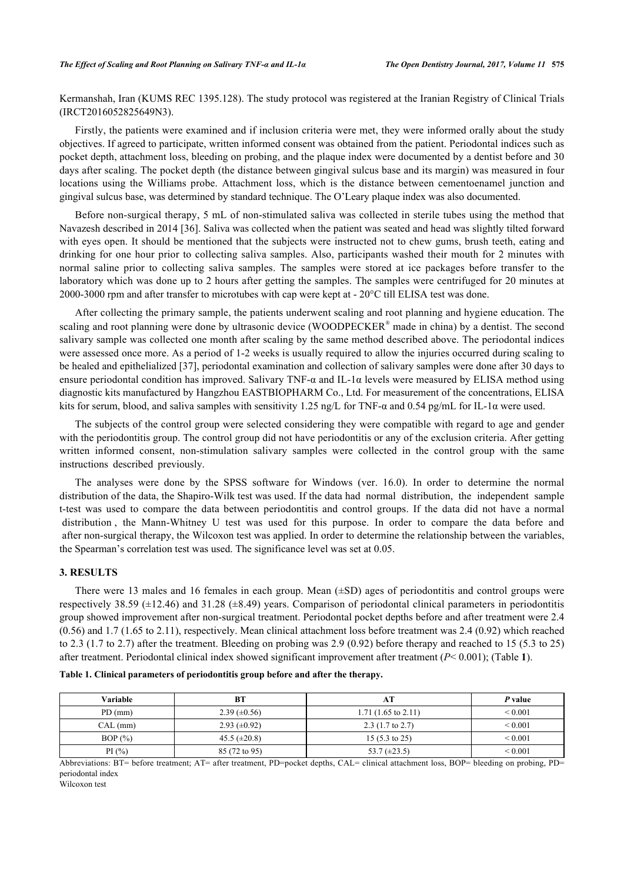Kermanshah, Iran (KUMS REC 1395.128). The study protocol was registered at the Iranian Registry of Clinical Trials (IRCT2016052825649N3).

Firstly, the patients were examined and if inclusion criteria were met, they were informed orally about the study objectives. If agreed to participate, written informed consent was obtained from the patient. Periodontal indices such as pocket depth, attachment loss, bleeding on probing, and the plaque index were documented by a dentist before and 30 days after scaling. The pocket depth (the distance between gingival sulcus base and its margin) was measured in four locations using the Williams probe. Attachment loss, which is the distance between cementoenamel junction and gingival sulcus base, was determined by standard technique. The O'Leary plaque index was also documented.

Before non-surgical therapy, 5 mL of non-stimulated saliva was collected in sterile tubes using the method that Navazesh described in 2014 [36]. Saliva was collected when the patient was seated and head was slightly tilted forward with eyes open. It should be mentioned that the subjects were instructed not to chew gums, brush teeth, eating and drinking for one hour prior to collecting saliva samples. Also, participants washed their mouth for 2 minutes with normal saline prior to collecting saliva samples. The samples were stored at ice packages before transfer to the laboratory which was done up to 2 hours after getting the samples. The samples were centrifuged for 20 minutes at 2000-3000 rpm and after transfer to microtubes with cap were kept at - 20°C till ELISA test was done.

After collecting the primary sample, the patients underwent scaling and root planning and hygiene education. The scaling and root planning were done by ultrasonic device (WOODPECKER® made in china) by a dentist. The second salivary sample was collected one month after scaling by the same method described above. The periodontal indices were assessed once more. As a period of 1-2 weeks is usually required to allow the injuries occurred during scaling to be healed and epithelialized [37], periodontal examination and collection of salivary samples were done after 30 days to ensure periodontal condition has improved. Salivary TNF-α and IL-1α levels were measured by ELISA method using diagnostic kits manufactured by Hangzhou EASTBIOPHARM Co., Ltd. For measurement of the concentrations, ELISA kits for serum, blood, and saliva samples with sensitivity 1.25 ng/L for TNF-α and 0.54 pg/mL for IL-1α were used.

The subjects of the control group were selected considering they were compatible with regard to age and gender with the periodontitis group. The control group did not have periodontitis or any of the exclusion criteria. After getting written informed consent, non-stimulation salivary samples were collected in the control group with the same instructions described previously.

The analyses were done by the SPSS software for Windows (ver. 16.0). In order to determine the normal distribution of the data, the Shapiro-Wilk test was used. If the data had normal distribution, the independent sample t-test was used to compare the data between periodontitis and control groups. If the data did not have a normal distribution, the Mann-Whitney U test was used for this purpose. In order to compare the data before and after non-surgical therapy, the Wilcoxon test was applied. In order to determine the relationship between the variables, the Spearman's correlation test was used. The significance level was set at 0.05.

## 3. RESULTS

There were 13 males and 16 females in each group. Mean (±SD) ages of periodontitis and control groups were respectively 38.59 (±12.46) and 31.28 (±8.49) years. Comparison of periodontal clinical parameters in periodontitis group showed improvement after non-surgical treatment. Periodontal pocket depths before and after treatment were 2.4 (0.56) and 1.7 (1.65 to 2.11), respectively. Mean clinical attachment loss before treatment was 2.4 (0.92) which reached to 2.3 (1.7 to 2.7) after the treatment. Bleeding on probing was 2.9 (0.92) before therapy and reached to 15 (5.3 to 25) after treatment. Periodontal clinical index showed significant improvement after treatment ($P< 0.001$); (Table **1**).

**Table 1. Clinical parameters of periodontitis group before and after the therapy.**

| Variable | BT | AT | *P* value |
|---|---|---|---|
| PD (mm) | 2.39 (±0.56) | 1.71 (1.65 to 2.11) | < 0.001 |
| CAL (mm) | 2.93 (±0.92) | 2.3 (1.7 to 2.7) | < 0.001 |
| BOP (%) | 45.5 (±20.8) | 15 (5.3 to 25) | < 0.001 |
| PI (%) | 85 (72 to 95) | 53.7 (±23.5) | < 0.001 |

Abbreviations: BT= before treatment; AT= after treatment, PD=pocket depths, CAL= clinical attachment loss, BOP= bleeding on probing, PD= periodontal index

Wilcoxon test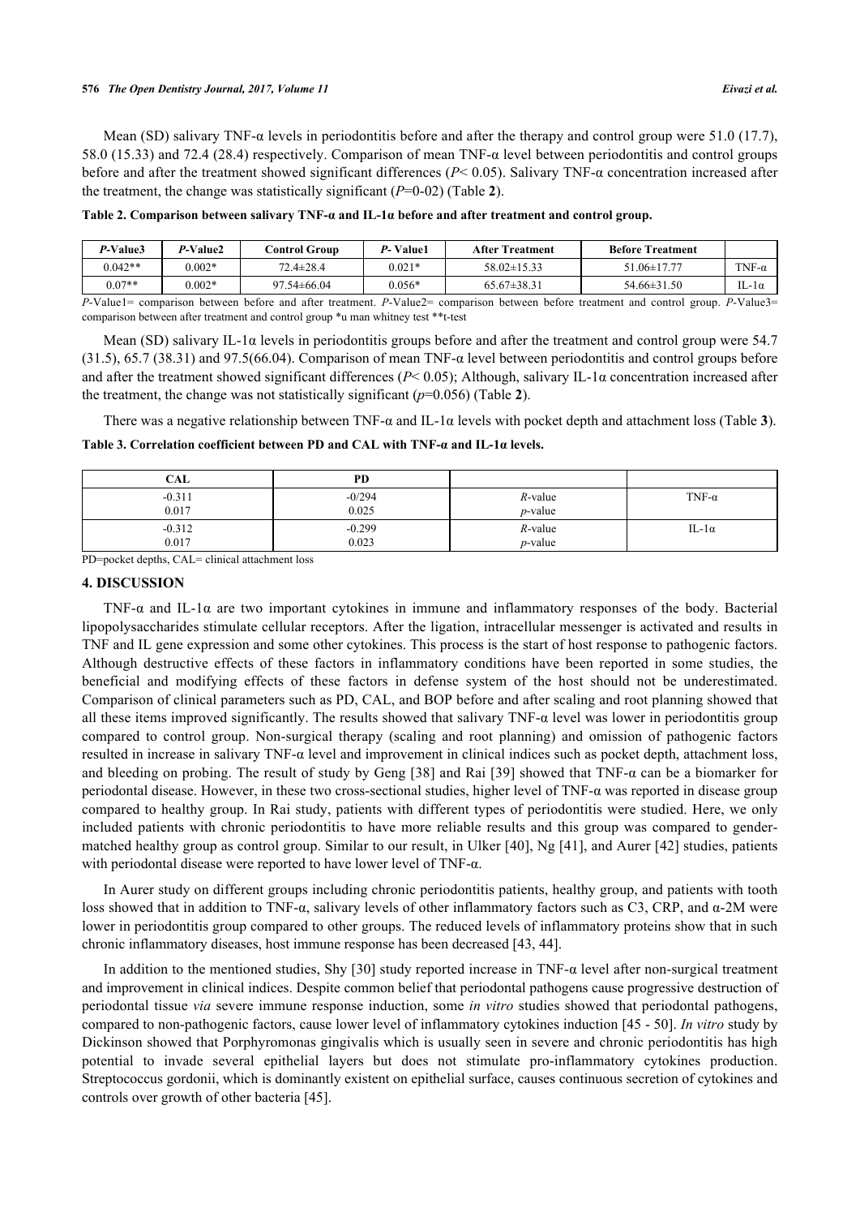Mean (SD) salivary TNF-α levels in periodontitis before and after the therapy and control group were 51.0 (17.7), 58.0 (15.33) and 72.4 (28.4) respectively. Comparison of mean TNF-α level between periodontitis and control groups before and after the treatment showed significant differences ($P< 0.05$). Salivary TNF-α concentration increased after the treatment, the change was statistically significant ($P$=0-02) (Table **2**).

**Table 2. Comparison between salivary TNF-α and IL-1α before and after treatment and control group.**

| *P*-Value3 | *P*-Value2 | Control Group | *P*- Value1 | After Treatment | Before Treatment | |
|---|---|---|---|---|---|---|
| 0.042** | 0.002* | 72.4±28.4 | 0.021* | 58.02±15.33 | 51.06±17.77 | TNF-α |
| 0.07** | 0.002* | 97.54±66.04 | 0.056* | 65.67±38.31 | 54.66±31.50 | IL-1α |

*P*-Value1= comparison between before and after treatment. *P*-Value2= comparison between before treatment and control group. *P*-Value3= comparison between after treatment and control group *u man whitney test **t-test

Mean (SD) salivary IL-1α levels in periodontitis groups before and after the treatment and control group were 54.7 (31.5), 65.7 (38.31) and 97.5(66.04). Comparison of mean TNF-α level between periodontitis and control groups before and after the treatment showed significant differences ($P< 0.05$); Although, salivary IL-1α concentration increased after the treatment, the change was not statistically significant ($p$=0.056) (Table **2**).

There was a negative relationship between TNF-α and IL-1α levels with pocket depth and attachment loss (Table **3**).

**Table 3. Correlation coefficient between PD and CAL with TNF-α and IL-1α levels.**

| CAL | PD | | |
|---|---|---|---|
| -0.311<br>0.017 | -0/294<br>0.025 | *R*-value<br>*p*-value | TNF-α |
| -0.312<br>0.017 | -0.299<br>0.023 | *R*-value<br>*p*-value | IL-1α |

PD=pocket depths, CAL= clinical attachment loss

## 4. DISCUSSION

TNF-α and IL-1α are two important cytokines in immune and inflammatory responses of the body. Bacterial lipopolysaccharides stimulate cellular receptors. After the ligation, intracellular messenger is activated and results in TNF and IL gene expression and some other cytokines. This process is the start of host response to pathogenic factors. Although destructive effects of these factors in inflammatory conditions have been reported in some studies, the beneficial and modifying effects of these factors in defense system of the host should not be underestimated. Comparison of clinical parameters such as PD, CAL, and BOP before and after scaling and root planning showed that all these items improved significantly. The results showed that salivary TNF-α level was lower in periodontitis group compared to control group. Non-surgical therapy (scaling and root planning) and omission of pathogenic factors resulted in increase in salivary TNF-α level and improvement in clinical indices such as pocket depth, attachment loss, and bleeding on probing. The result of study by Geng [38] and Rai [39] showed that TNF-α can be a biomarker for periodontal disease. However, in these two cross-sectional studies, higher level of TNF-α was reported in disease group compared to healthy group. In Rai study, patients with different types of periodontitis were studied. Here, we only included patients with chronic periodontitis to have more reliable results and this group was compared to gender-matched healthy group as control group. Similar to our result, in Ulker [40], Ng [41], and Aurer [42] studies, patients with periodontal disease were reported to have lower level of TNF-α.

In Aurer study on different groups including chronic periodontitis patients, healthy group, and patients with tooth loss showed that in addition to TNF-α, salivary levels of other inflammatory factors such as C3, CRP, and α-2M were lower in periodontitis group compared to other groups. The reduced levels of inflammatory proteins show that in such chronic inflammatory diseases, host immune response has been decreased [43, 44].

In addition to the mentioned studies, Shy [30] study reported increase in TNF-α level after non-surgical treatment and improvement in clinical indices. Despite common belief that periodontal pathogens cause progressive destruction of periodontal tissue *via* severe immune response induction, some *in vitro* studies showed that periodontal pathogens, compared to non-pathogenic factors, cause lower level of inflammatory cytokines induction [45 - 50]. *In vitro* study by Dickinson showed that Porphyromonas gingivalis which is usually seen in severe and chronic periodontitis has high potential to invade several epithelial layers but does not stimulate pro-inflammatory cytokines production. Streptococcus gordonii, which is dominantly existent on epithelial surface, causes continuous secretion of cytokines and controls over growth of other bacteria [45].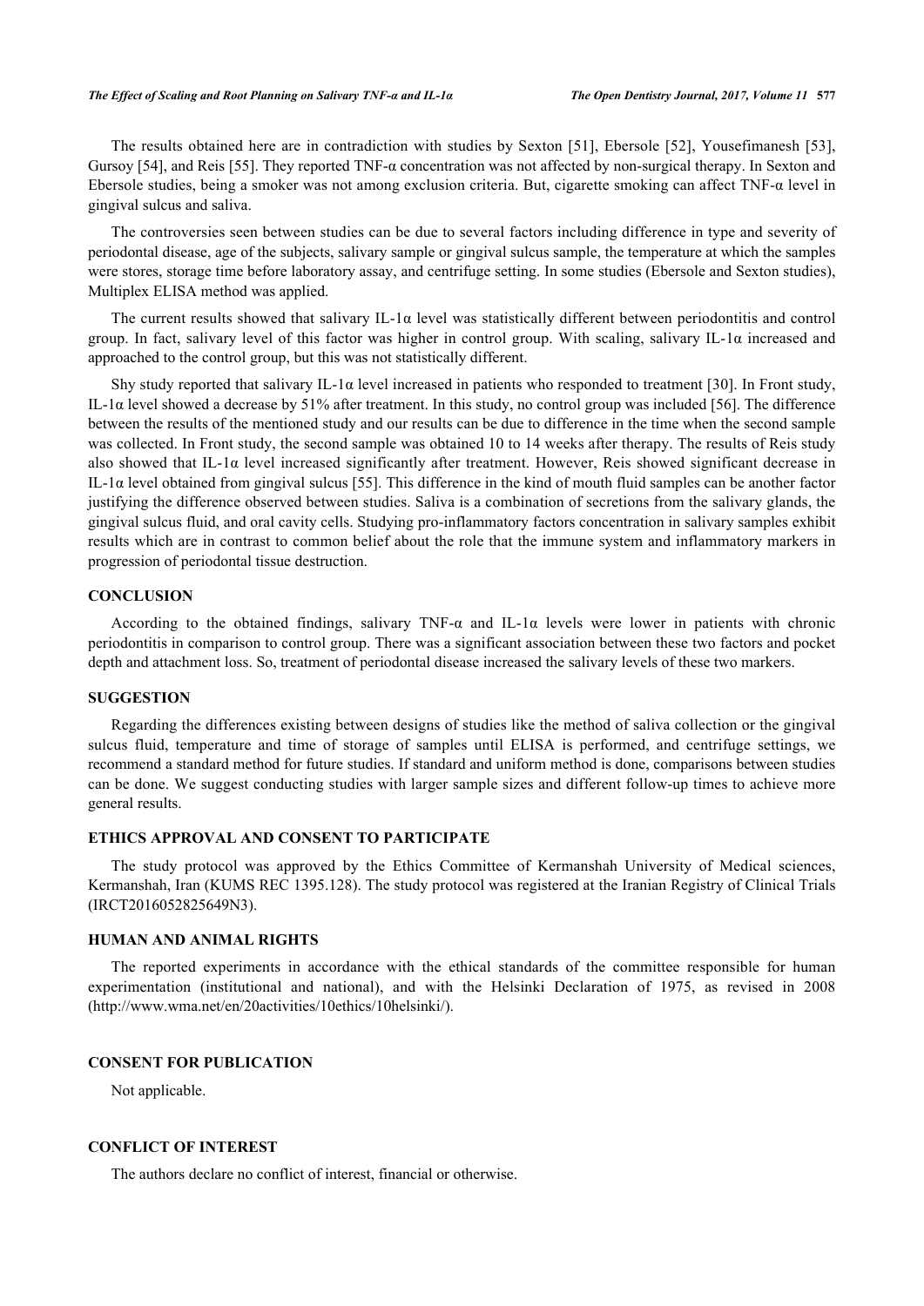The results obtained here are in contradiction with studies by Sexton [51], Ebersole [52], Yousefimanesh [53], Gursoy [54], and Reis [55]. They reported TNF-α concentration was not affected by non-surgical therapy. In Sexton and Ebersole studies, being a smoker was not among exclusion criteria. But, cigarette smoking can affect TNF-α level in gingival sulcus and saliva.

The controversies seen between studies can be due to several factors including difference in type and severity of periodontal disease, age of the subjects, salivary sample or gingival sulcus sample, the temperature at which the samples were stores, storage time before laboratory assay, and centrifuge setting. In some studies (Ebersole and Sexton studies), Multiplex ELISA method was applied.

The current results showed that salivary IL-1α level was statistically different between periodontitis and control group. In fact, salivary level of this factor was higher in control group. With scaling, salivary IL-1α increased and approached to the control group, but this was not statistically different.

Shy study reported that salivary IL-1α level increased in patients who responded to treatment [30]. In Front study, IL-1α level showed a decrease by 51% after treatment. In this study, no control group was included [56]. The difference between the results of the mentioned study and our results can be due to difference in the time when the second sample was collected. In Front study, the second sample was obtained 10 to 14 weeks after therapy. The results of Reis study also showed that IL-1α level increased significantly after treatment. However, Reis showed significant decrease in IL-1α level obtained from gingival sulcus [55]. This difference in the kind of mouth fluid samples can be another factor justifying the difference observed between studies. Saliva is a combination of secretions from the salivary glands, the gingival sulcus fluid, and oral cavity cells. Studying pro-inflammatory factors concentration in salivary samples exhibit results which are in contrast to common belief about the role that the immune system and inflammatory markers in progression of periodontal tissue destruction.

## CONCLUSION

According to the obtained findings, salivary TNF-α and IL-1α levels were lower in patients with chronic periodontitis in comparison to control group. There was a significant association between these two factors and pocket depth and attachment loss. So, treatment of periodontal disease increased the salivary levels of these two markers.

## SUGGESTION

Regarding the differences existing between designs of studies like the method of saliva collection or the gingival sulcus fluid, temperature and time of storage of samples until ELISA is performed, and centrifuge settings, we recommend a standard method for future studies. If standard and uniform method is done, comparisons between studies can be done. We suggest conducting studies with larger sample sizes and different follow-up times to achieve more general results.

## ETHICS APPROVAL AND CONSENT TO PARTICIPATE

The study protocol was approved by the Ethics Committee of Kermanshah University of Medical sciences, Kermanshah, Iran (KUMS REC 1395.128). The study protocol was registered at the Iranian Registry of Clinical Trials (IRCT2016052825649N3).

## HUMAN AND ANIMAL RIGHTS

The reported experiments in accordance with the ethical standards of the committee responsible for human experimentation (institutional and national), and with the Helsinki Declaration of 1975, as revised in 2008 (http://www.wma.net/en/20activities/10ethics/10helsinki/).

## CONSENT FOR PUBLICATION

Not applicable.

## CONFLICT OF INTEREST

The authors declare no conflict of interest, financial or otherwise.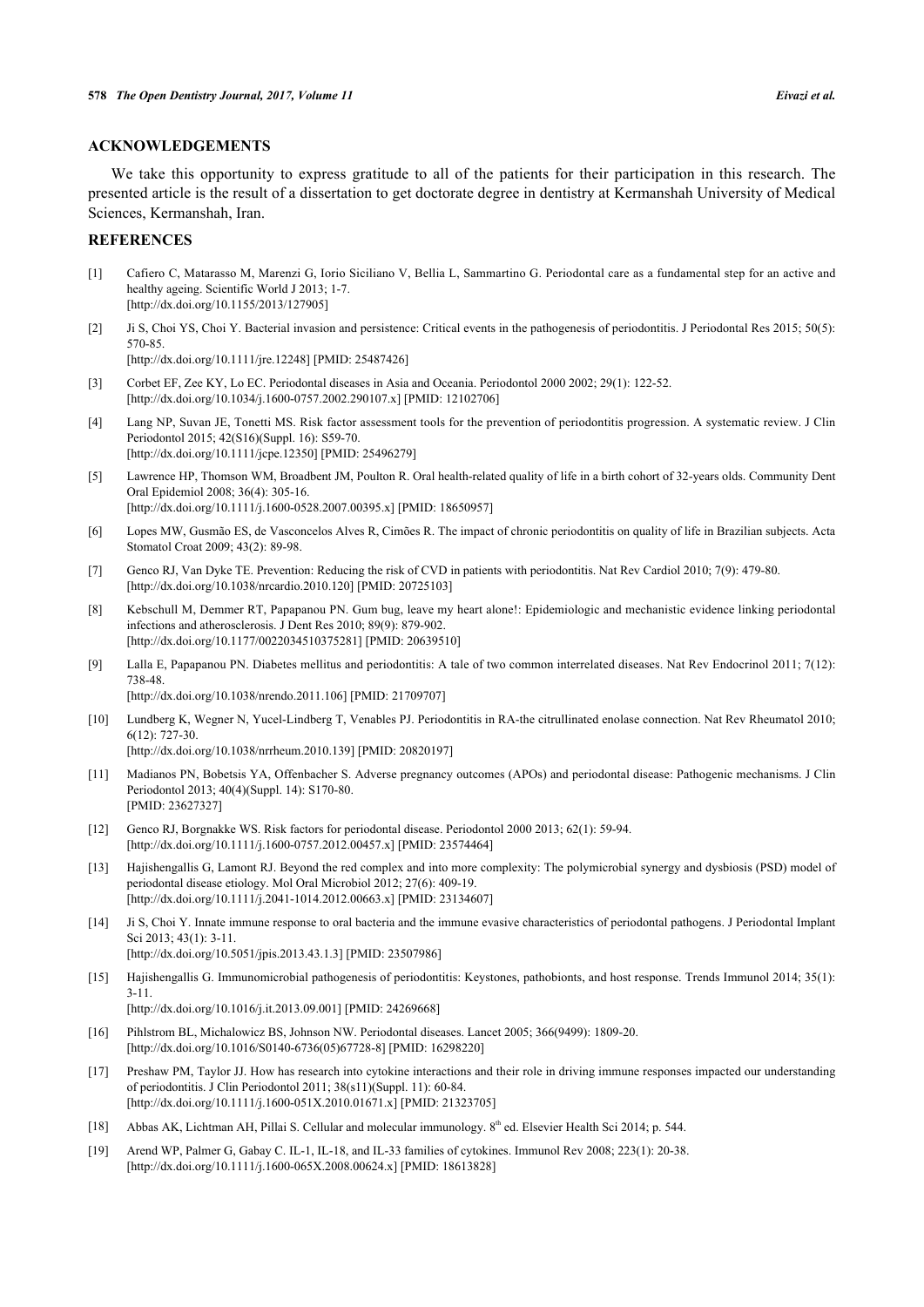## ACKNOWLEDGEMENTS

We take this opportunity to express gratitude to all of the patients for their participation in this research. The presented article is the result of a dissertation to get doctorate degree in dentistry at Kermanshah University of Medical Sciences, Kermanshah, Iran.

## REFERENCES

[1] Cafiero C, Matarasso M, Marenzi G, Iorio Siciliano V, Bellia L, Sammartino G. Periodontal care as a fundamental step for an active and healthy ageing. Scientific World J 2013; 1-7.
[http://dx.doi.org/10.1155/2013/127905]

[2] Ji S, Choi YS, Choi Y. Bacterial invasion and persistence: Critical events in the pathogenesis of periodontitis. J Periodontal Res 2015; 50(5): 570-85.
[http://dx.doi.org/10.1111/jre.12248] [PMID: 25487426]

[3] Corbet EF, Zee KY, Lo EC. Periodontal diseases in Asia and Oceania. Periodontol 2000 2002; 29(1): 122-52.
[http://dx.doi.org/10.1034/j.1600-0757.2002.290107.x] [PMID: 12102706]

[4] Lang NP, Suvan JE, Tonetti MS. Risk factor assessment tools for the prevention of periodontitis progression. A systematic review. J Clin Periodontol 2015; 42(S16)(Suppl. 16): S59-70.
[http://dx.doi.org/10.1111/jcpe.12350] [PMID: 25496279]

[5] Lawrence HP, Thomson WM, Broadbent JM, Poulton R. Oral health-related quality of life in a birth cohort of 32-years olds. Community Dent Oral Epidemiol 2008; 36(4): 305-16.
[http://dx.doi.org/10.1111/j.1600-0528.2007.00395.x] [PMID: 18650957]

[6] Lopes MW, Gusmão ES, de Vasconcelos Alves R, Cimões R. The impact of chronic periodontitis on quality of life in Brazilian subjects. Acta Stomatol Croat 2009; 43(2): 89-98.

[7] Genco RJ, Van Dyke TE. Prevention: Reducing the risk of CVD in patients with periodontitis. Nat Rev Cardiol 2010; 7(9): 479-80.
[http://dx.doi.org/10.1038/nrcardio.2010.120] [PMID: 20725103]

[8] Kebschull M, Demmer RT, Papapanou PN. Gum bug, leave my heart alone!: Epidemiologic and mechanistic evidence linking periodontal infections and atherosclerosis. J Dent Res 2010; 89(9): 879-902.
[http://dx.doi.org/10.1177/0022034510375281] [PMID: 20639510]

[9] Lalla E, Papapanou PN. Diabetes mellitus and periodontitis: A tale of two common interrelated diseases. Nat Rev Endocrinol 2011; 7(12): 738-48.
[http://dx.doi.org/10.1038/nrendo.2011.106] [PMID: 21709707]

[10] Lundberg K, Wegner N, Yucel-Lindberg T, Venables PJ. Periodontitis in RA-the citrullinated enolase connection. Nat Rev Rheumatol 2010; 6(12): 727-30.
[http://dx.doi.org/10.1038/nrrheum.2010.139] [PMID: 20820197]

[11] Madianos PN, Bobetsis YA, Offenbacher S. Adverse pregnancy outcomes (APOs) and periodontal disease: Pathogenic mechanisms. J Clin Periodontol 2013; 40(4)(Suppl. 14): S170-80.
[PMID: 23627327]

[12] Genco RJ, Borgnakke WS. Risk factors for periodontal disease. Periodontol 2000 2013; 62(1): 59-94.
[http://dx.doi.org/10.1111/j.1600-0757.2012.00457.x] [PMID: 23574464]

[13] Hajishengallis G, Lamont RJ. Beyond the red complex and into more complexity: The polymicrobial synergy and dysbiosis (PSD) model of periodontal disease etiology. Mol Oral Microbiol 2012; 27(6): 409-19.
[http://dx.doi.org/10.1111/j.2041-1014.2012.00663.x] [PMID: 23134607]

[14] Ji S, Choi Y. Innate immune response to oral bacteria and the immune evasive characteristics of periodontal pathogens. J Periodontal Implant Sci 2013; 43(1): 3-11.
[http://dx.doi.org/10.5051/jpis.2013.43.1.3] [PMID: 23507986]

[15] Hajishengallis G. Immunomicrobial pathogenesis of periodontitis: Keystones, pathobionts, and host response. Trends Immunol 2014; 35(1): 3-11.
[http://dx.doi.org/10.1016/j.it.2013.09.001] [PMID: 24269668]

[16] Pihlstrom BL, Michalowicz BS, Johnson NW. Periodontal diseases. Lancet 2005; 366(9499): 1809-20.
[http://dx.doi.org/10.1016/S0140-6736(05)67728-8] [PMID: 16298220]

[17] Preshaw PM, Taylor JJ. How has research into cytokine interactions and their role in driving immune responses impacted our understanding of periodontitis. J Clin Periodontol 2011; 38(s11)(Suppl. 11): 60-84.
[http://dx.doi.org/10.1111/j.1600-051X.2010.01671.x] [PMID: 21323705]

[18] Abbas AK, Lichtman AH, Pillai S. Cellular and molecular immunology. 8th ed. Elsevier Health Sci 2014; p. 544.

[19] Arend WP, Palmer G, Gabay C. IL-1, IL-18, and IL-33 families of cytokines. Immunol Rev 2008; 223(1): 20-38.
[http://dx.doi.org/10.1111/j.1600-065X.2008.00624.x] [PMID: 18613828]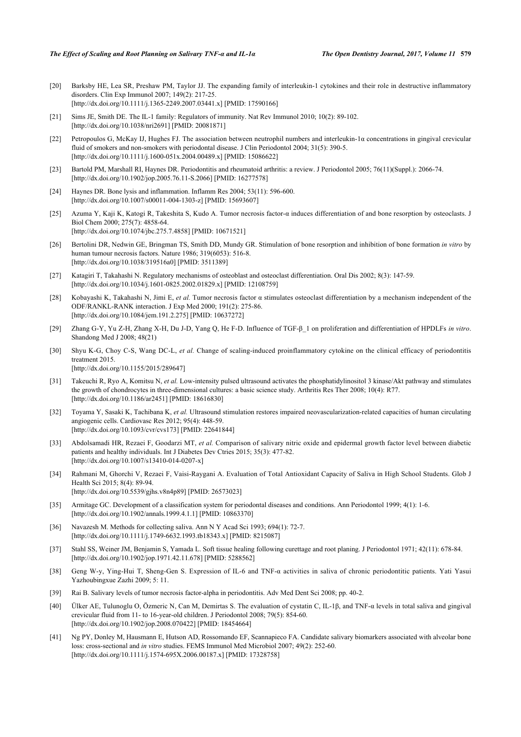[20] Barksby HE, Lea SR, Preshaw PM, Taylor JJ. The expanding family of interleukin-1 cytokines and their role in destructive inflammatory disorders. Clin Exp Immunol 2007; 149(2): 217-25.
[http://dx.doi.org/10.1111/j.1365-2249.2007.03441.x] [PMID: 17590166]

[21] Sims JE, Smith DE. The IL-1 family: Regulators of immunity. Nat Rev Immunol 2010; 10(2): 89-102.
[http://dx.doi.org/10.1038/nri2691] [PMID: 20081871]

[22] Petropoulos G, McKay IJ, Hughes FJ. The association between neutrophil numbers and interleukin-1α concentrations in gingival crevicular fluid of smokers and non-smokers with periodontal disease. J Clin Periodontol 2004; 31(5): 390-5.
[http://dx.doi.org/10.1111/j.1600-051x.2004.00489.x] [PMID: 15086622]

[23] Bartold PM, Marshall RI, Haynes DR. Periodontitis and rheumatoid arthritis: a review. J Periodontol 2005; 76(11)(Suppl.): 2066-74.
[http://dx.doi.org/10.1902/jop.2005.76.11-S.2066] [PMID: 16277578]

[24] Haynes DR. Bone lysis and inflammation. Inflamm Res 2004; 53(11): 596-600.
[http://dx.doi.org/10.1007/s00011-004-1303-z] [PMID: 15693607]

[25] Azuma Y, Kaji K, Katogi R, Takeshita S, Kudo A. Tumor necrosis factor-α induces differentiation of and bone resorption by osteoclasts. J Biol Chem 2000; 275(7): 4858-64.
[http://dx.doi.org/10.1074/jbc.275.7.4858] [PMID: 10671521]

[26] Bertolini DR, Nedwin GE, Bringman TS, Smith DD, Mundy GR. Stimulation of bone resorption and inhibition of bone formation *in vitro* by human tumour necrosis factors. Nature 1986; 319(6053): 516-8.
[http://dx.doi.org/10.1038/319516a0] [PMID: 3511389]

[27] Katagiri T, Takahashi N. Regulatory mechanisms of osteoblast and osteoclast differentiation. Oral Dis 2002; 8(3): 147-59.
[http://dx.doi.org/10.1034/j.1601-0825.2002.01829.x] [PMID: 12108759]

[28] Kobayashi K, Takahashi N, Jimi E, *et al.* Tumor necrosis factor α stimulates osteoclast differentiation by a mechanism independent of the ODF/RANKL-RANK interaction. J Exp Med 2000; 191(2): 275-86.
[http://dx.doi.org/10.1084/jem.191.2.275] [PMID: 10637272]

[29] Zhang G-Y, Yu Z-H, Zhang X-H, Du J-D, Yang Q, He F-D. Influence of TGF-β_1 on proliferation and differentiation of HPDLFs *in vitro*. Shandong Med J 2008; 48(21)

[30] Shyu K-G, Choy C-S, Wang DC-L, *et al.* Change of scaling-induced proinflammatory cytokine on the clinical efficacy of periodontitis treatment 2015.
[http://dx.doi.org/10.1155/2015/289647]

[31] Takeuchi R, Ryo A, Komitsu N, *et al.* Low-intensity pulsed ultrasound activates the phosphatidylinositol 3 kinase/Akt pathway and stimulates the growth of chondrocytes in three-dimensional cultures: a basic science study. Arthritis Res Ther 2008; 10(4): R77.
[http://dx.doi.org/10.1186/ar2451] [PMID: 18616830]

[32] Toyama Y, Sasaki K, Tachibana K, *et al.* Ultrasound stimulation restores impaired neovascularization-related capacities of human circulating angiogenic cells. Cardiovasc Res 2012; 95(4): 448-59.
[http://dx.doi.org/10.1093/cvr/cvs173] [PMID: 22641844]

[33] Abdolsamadi HR, Rezaei F, Goodarzi MT, *et al.* Comparison of salivary nitric oxide and epidermal growth factor level between diabetic patients and healthy individuals. Int J Diabetes Dev Ctries 2015; 35(3): 477-82.
[http://dx.doi.org/10.1007/s13410-014-0207-x]

[34] Rahmani M, Ghorchi V, Rezaei F, Vaisi-Raygani A. Evaluation of Total Antioxidant Capacity of Saliva in High School Students. Glob J Health Sci 2015; 8(4): 89-94.
[http://dx.doi.org/10.5539/gjhs.v8n4p89] [PMID: 26573023]

[35] Armitage GC. Development of a classification system for periodontal diseases and conditions. Ann Periodontol 1999; 4(1): 1-6.
[http://dx.doi.org/10.1902/annals.1999.4.1.1] [PMID: 10863370]

[36] Navazesh M. Methods for collecting saliva. Ann N Y Acad Sci 1993; 694(1): 72-7.
[http://dx.doi.org/10.1111/j.1749-6632.1993.tb18343.x] [PMID: 8215087]

[37] Stahl SS, Weiner JM, Benjamin S, Yamada L. Soft tissue healing following curettage and root planing. J Periodontol 1971; 42(11): 678-84.
[http://dx.doi.org/10.1902/jop.1971.42.11.678] [PMID: 5288562]

[38] Geng W-y, Ying-Hui T, Sheng-Gen S. Expression of IL-6 and TNF-α activities in saliva of chronic periodontitic patients. Yati Yasui Yazhoubingxue Zazhi 2009; 5: 11.

[39] Rai B. Salivary levels of tumor necrosis factor-alpha in periodontitis. Adv Med Dent Sci 2008; pp. 40-2.

[40] Ülker AE, Tulunoglu O, Özmeric N, Can M, Demirtas S. The evaluation of cystatin C, IL-1β, and TNF-α levels in total saliva and gingival crevicular fluid from 11- to 16-year-old children. J Periodontol 2008; 79(5): 854-60.
[http://dx.doi.org/10.1902/jop.2008.070422] [PMID: 18454664]

[41] Ng PY, Donley M, Hausmann E, Hutson AD, Rossomando EF, Scannapieco FA. Candidate salivary biomarkers associated with alveolar bone loss: cross-sectional and *in vitro* studies. FEMS Immunol Med Microbiol 2007; 49(2): 252-60.
[http://dx.doi.org/10.1111/j.1574-695X.2006.00187.x] [PMID: 17328758]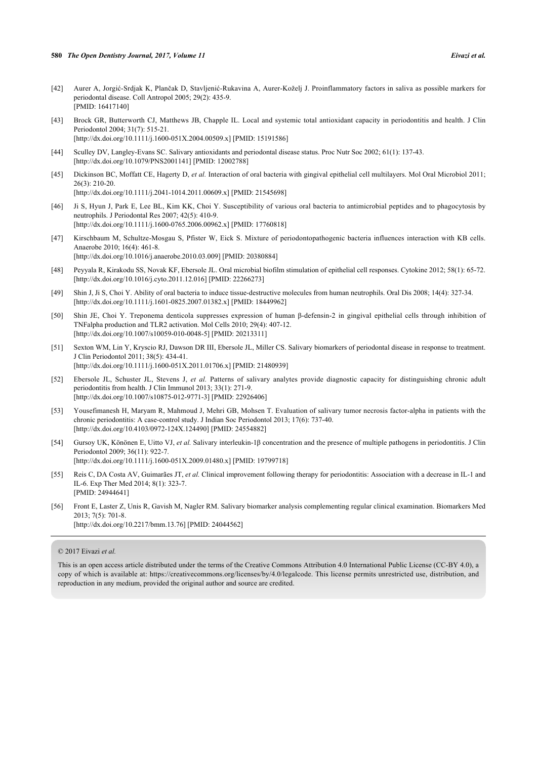[42] Aurer A, Jorgić-Srdjak K, Plančak D, Stavljenić-Rukavina A, Aurer-Koželj J. Proinflammatory factors in saliva as possible markers for periodontal disease. Coll Antropol 2005; 29(2): 435-9.
[PMID: 16417140]

[43] Brock GR, Butterworth CJ, Matthews JB, Chapple IL. Local and systemic total antioxidant capacity in periodontitis and health. J Clin Periodontol 2004; 31(7): 515-21.
[http://dx.doi.org/10.1111/j.1600-051X.2004.00509.x] [PMID: 15191586]

[44] Sculley DV, Langley-Evans SC. Salivary antioxidants and periodontal disease status. Proc Nutr Soc 2002; 61(1): 137-43.
[http://dx.doi.org/10.1079/PNS2001141] [PMID: 12002788]

[45] Dickinson BC, Moffatt CE, Hagerty D, *et al.* Interaction of oral bacteria with gingival epithelial cell multilayers. Mol Oral Microbiol 2011; 26(3): 210-20.
[http://dx.doi.org/10.1111/j.2041-1014.2011.00609.x] [PMID: 21545698]

[46] Ji S, Hyun J, Park E, Lee BL, Kim KK, Choi Y. Susceptibility of various oral bacteria to antimicrobial peptides and to phagocytosis by neutrophils. J Periodontal Res 2007; 42(5): 410-9.
[http://dx.doi.org/10.1111/j.1600-0765.2006.00962.x] [PMID: 17760818]

[47] Kirschbaum M, Schultze-Mosgau S, Pfister W, Eick S. Mixture of periodontopathogenic bacteria influences interaction with KB cells. Anaerobe 2010; 16(4): 461-8.
[http://dx.doi.org/10.1016/j.anaerobe.2010.03.009] [PMID: 20380884]

[48] Peyyala R, Kirakodu SS, Novak KF, Ebersole JL. Oral microbial biofilm stimulation of epithelial cell responses. Cytokine 2012; 58(1): 65-72.
[http://dx.doi.org/10.1016/j.cyto.2011.12.016] [PMID: 22266273]

[49] Shin J, Ji S, Choi Y. Ability of oral bacteria to induce tissue-destructive molecules from human neutrophils. Oral Dis 2008; 14(4): 327-34.
[http://dx.doi.org/10.1111/j.1601-0825.2007.01382.x] [PMID: 18449962]

[50] Shin JE, Choi Y. Treponema denticola suppresses expression of human β-defensin-2 in gingival epithelial cells through inhibition of TNFalpha production and TLR2 activation. Mol Cells 2010; 29(4): 407-12.
[http://dx.doi.org/10.1007/s10059-010-0048-5] [PMID: 20213311]

[51] Sexton WM, Lin Y, Kryscio RJ, Dawson DR III, Ebersole JL, Miller CS. Salivary biomarkers of periodontal disease in response to treatment. J Clin Periodontol 2011; 38(5): 434-41.
[http://dx.doi.org/10.1111/j.1600-051X.2011.01706.x] [PMID: 21480939]

[52] Ebersole JL, Schuster JL, Stevens J, *et al.* Patterns of salivary analytes provide diagnostic capacity for distinguishing chronic adult periodontitis from health. J Clin Immunol 2013; 33(1): 271-9.
[http://dx.doi.org/10.1007/s10875-012-9771-3] [PMID: 22926406]

[53] Yousefimanesh H, Maryam R, Mahmoud J, Mehri GB, Mohsen T. Evaluation of salivary tumor necrosis factor-alpha in patients with the chronic periodontitis: A case-control study. J Indian Soc Periodontol 2013; 17(6): 737-40.
[http://dx.doi.org/10.4103/0972-124X.124490] [PMID: 24554882]

[54] Gursoy UK, Könönen E, Uitto VJ, *et al.* Salivary interleukin-1β concentration and the presence of multiple pathogens in periodontitis. J Clin Periodontol 2009; 36(11): 922-7.
[http://dx.doi.org/10.1111/j.1600-051X.2009.01480.x] [PMID: 19799718]

[55] Reis C, DA Costa AV, Guimarães JT, *et al.* Clinical improvement following therapy for periodontitis: Association with a decrease in IL-1 and IL-6. Exp Ther Med 2014; 8(1): 323-7.
[PMID: 24944641]

[56] Front E, Laster Z, Unis R, Gavish M, Nagler RM. Salivary biomarker analysis complementing regular clinical examination. Biomarkers Med 2013; 7(5): 701-8.
[http://dx.doi.org/10.2217/bmm.13.76] [PMID: 24044562]

© 2017 Eivazi *et al.*

This is an open access article distributed under the terms of the Creative Commons Attribution 4.0 International Public License (CC-BY 4.0), a copy of which is available at: https://creativecommons.org/licenses/by/4.0/legalcode. This license permits unrestricted use, distribution, and reproduction in any medium, provided the original author and source are credited.